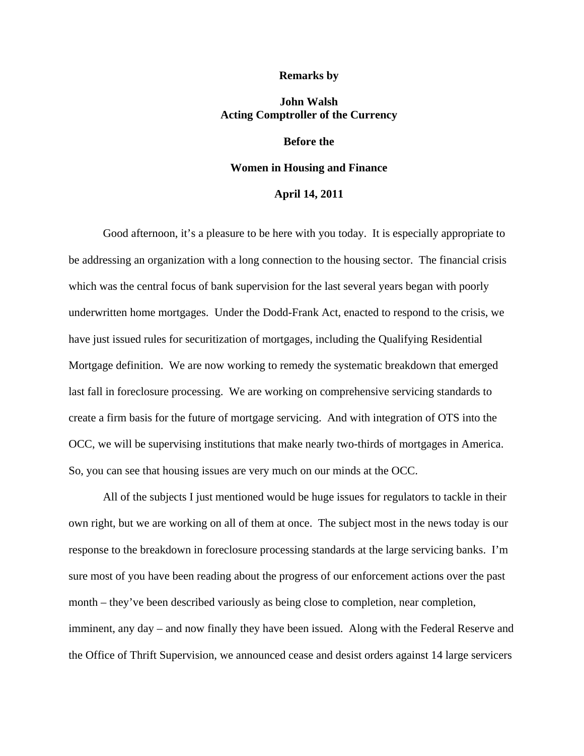**Remarks by**

**John Walsh**
**Acting Comptroller of the Currency**

**Before the**

**Women in Housing and Finance**

**April 14, 2011**

Good afternoon, it's a pleasure to be here with you today. It is especially appropriate to be addressing an organization with a long connection to the housing sector. The financial crisis which was the central focus of bank supervision for the last several years began with poorly underwritten home mortgages. Under the Dodd-Frank Act, enacted to respond to the crisis, we have just issued rules for securitization of mortgages, including the Qualifying Residential Mortgage definition. We are now working to remedy the systematic breakdown that emerged last fall in foreclosure processing. We are working on comprehensive servicing standards to create a firm basis for the future of mortgage servicing. And with integration of OTS into the OCC, we will be supervising institutions that make nearly two-thirds of mortgages in America. So, you can see that housing issues are very much on our minds at the OCC.

All of the subjects I just mentioned would be huge issues for regulators to tackle in their own right, but we are working on all of them at once. The subject most in the news today is our response to the breakdown in foreclosure processing standards at the large servicing banks. I'm sure most of you have been reading about the progress of our enforcement actions over the past month – they've been described variously as being close to completion, near completion, imminent, any day – and now finally they have been issued. Along with the Federal Reserve and the Office of Thrift Supervision, we announced cease and desist orders against 14 large servicers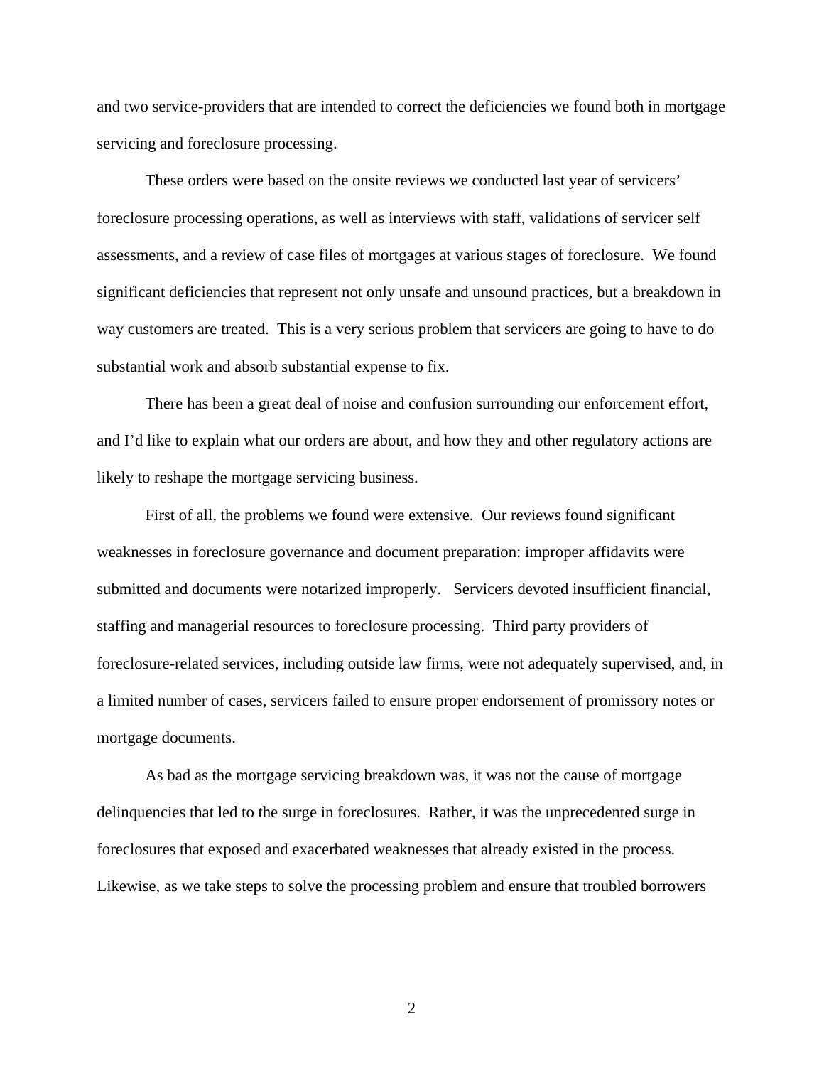and two service-providers that are intended to correct the deficiencies we found both in mortgage servicing and foreclosure processing.

These orders were based on the onsite reviews we conducted last year of servicers' foreclosure processing operations, as well as interviews with staff, validations of servicer self assessments, and a review of case files of mortgages at various stages of foreclosure. We found significant deficiencies that represent not only unsafe and unsound practices, but a breakdown in way customers are treated. This is a very serious problem that servicers are going to have to do substantial work and absorb substantial expense to fix.

There has been a great deal of noise and confusion surrounding our enforcement effort, and I'd like to explain what our orders are about, and how they and other regulatory actions are likely to reshape the mortgage servicing business.

First of all, the problems we found were extensive. Our reviews found significant weaknesses in foreclosure governance and document preparation: improper affidavits were submitted and documents were notarized improperly. Servicers devoted insufficient financial, staffing and managerial resources to foreclosure processing. Third party providers of foreclosure-related services, including outside law firms, were not adequately supervised, and, in a limited number of cases, servicers failed to ensure proper endorsement of promissory notes or mortgage documents.

As bad as the mortgage servicing breakdown was, it was not the cause of mortgage delinquencies that led to the surge in foreclosures. Rather, it was the unprecedented surge in foreclosures that exposed and exacerbated weaknesses that already existed in the process. Likewise, as we take steps to solve the processing problem and ensure that troubled borrowers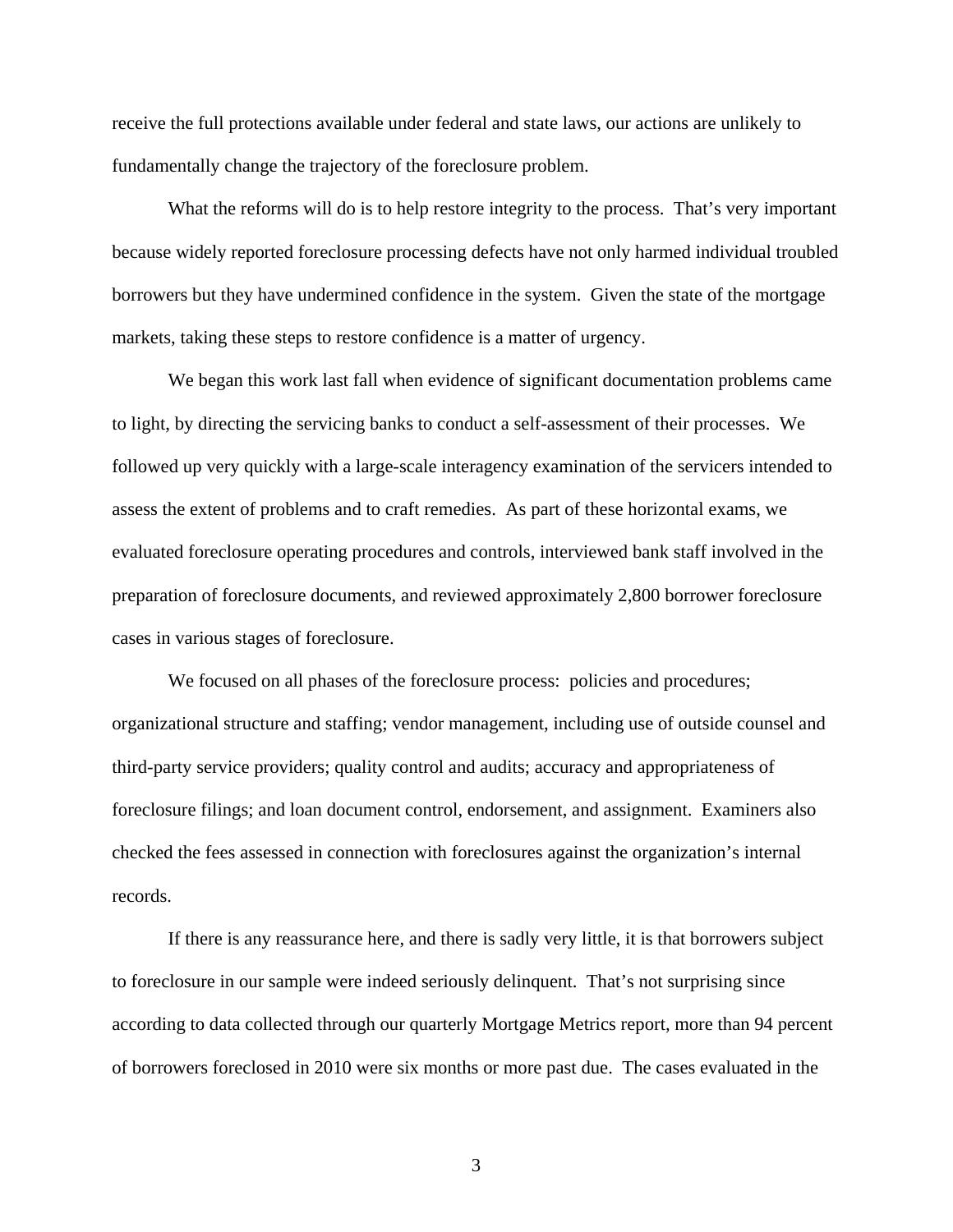receive the full protections available under federal and state laws, our actions are unlikely to fundamentally change the trajectory of the foreclosure problem.

What the reforms will do is to help restore integrity to the process. That's very important because widely reported foreclosure processing defects have not only harmed individual troubled borrowers but they have undermined confidence in the system. Given the state of the mortgage markets, taking these steps to restore confidence is a matter of urgency.

We began this work last fall when evidence of significant documentation problems came to light, by directing the servicing banks to conduct a self-assessment of their processes. We followed up very quickly with a large-scale interagency examination of the servicers intended to assess the extent of problems and to craft remedies. As part of these horizontal exams, we evaluated foreclosure operating procedures and controls, interviewed bank staff involved in the preparation of foreclosure documents, and reviewed approximately 2,800 borrower foreclosure cases in various stages of foreclosure.

We focused on all phases of the foreclosure process: policies and procedures; organizational structure and staffing; vendor management, including use of outside counsel and third-party service providers; quality control and audits; accuracy and appropriateness of foreclosure filings; and loan document control, endorsement, and assignment. Examiners also checked the fees assessed in connection with foreclosures against the organization's internal records.

If there is any reassurance here, and there is sadly very little, it is that borrowers subject to foreclosure in our sample were indeed seriously delinquent. That's not surprising since according to data collected through our quarterly Mortgage Metrics report, more than 94 percent of borrowers foreclosed in 2010 were six months or more past due. The cases evaluated in the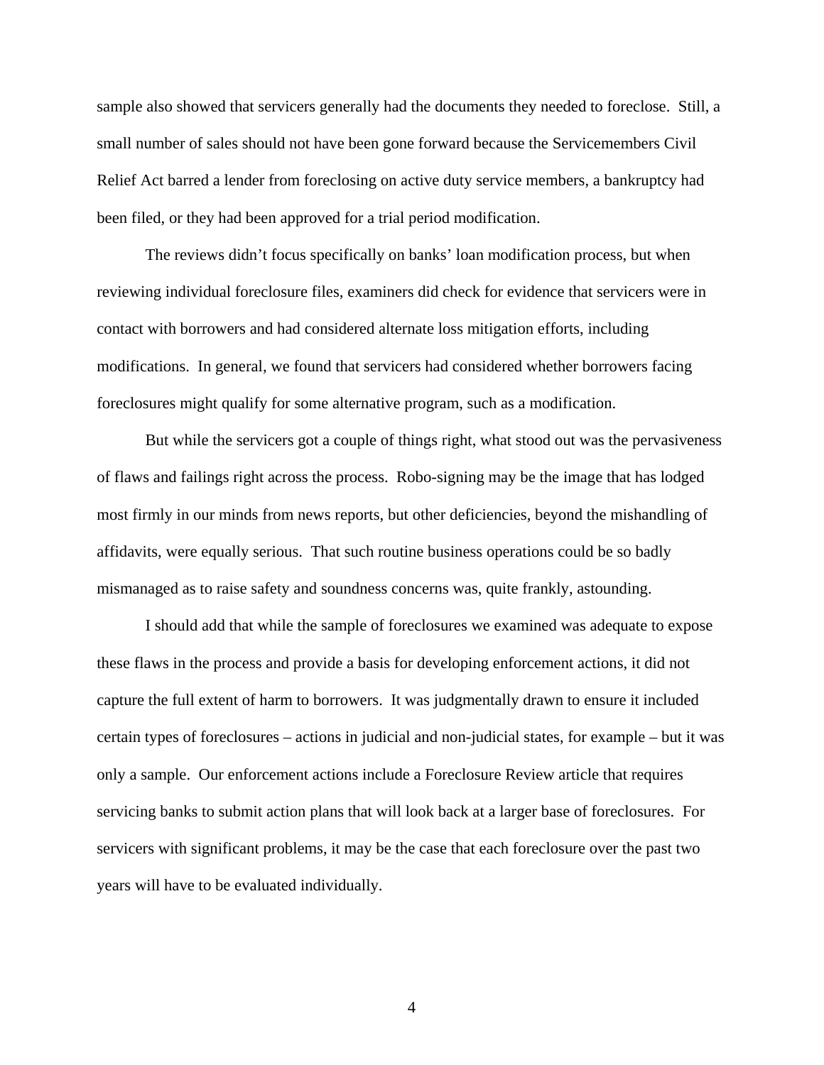sample also showed that servicers generally had the documents they needed to foreclose. Still, a small number of sales should not have been gone forward because the Servicemembers Civil Relief Act barred a lender from foreclosing on active duty service members, a bankruptcy had been filed, or they had been approved for a trial period modification.

The reviews didn't focus specifically on banks' loan modification process, but when reviewing individual foreclosure files, examiners did check for evidence that servicers were in contact with borrowers and had considered alternate loss mitigation efforts, including modifications. In general, we found that servicers had considered whether borrowers facing foreclosures might qualify for some alternative program, such as a modification.

But while the servicers got a couple of things right, what stood out was the pervasiveness of flaws and failings right across the process. Robo-signing may be the image that has lodged most firmly in our minds from news reports, but other deficiencies, beyond the mishandling of affidavits, were equally serious. That such routine business operations could be so badly mismanaged as to raise safety and soundness concerns was, quite frankly, astounding.

I should add that while the sample of foreclosures we examined was adequate to expose these flaws in the process and provide a basis for developing enforcement actions, it did not capture the full extent of harm to borrowers. It was judgmentally drawn to ensure it included certain types of foreclosures – actions in judicial and non-judicial states, for example – but it was only a sample. Our enforcement actions include a Foreclosure Review article that requires servicing banks to submit action plans that will look back at a larger base of foreclosures. For servicers with significant problems, it may be the case that each foreclosure over the past two years will have to be evaluated individually.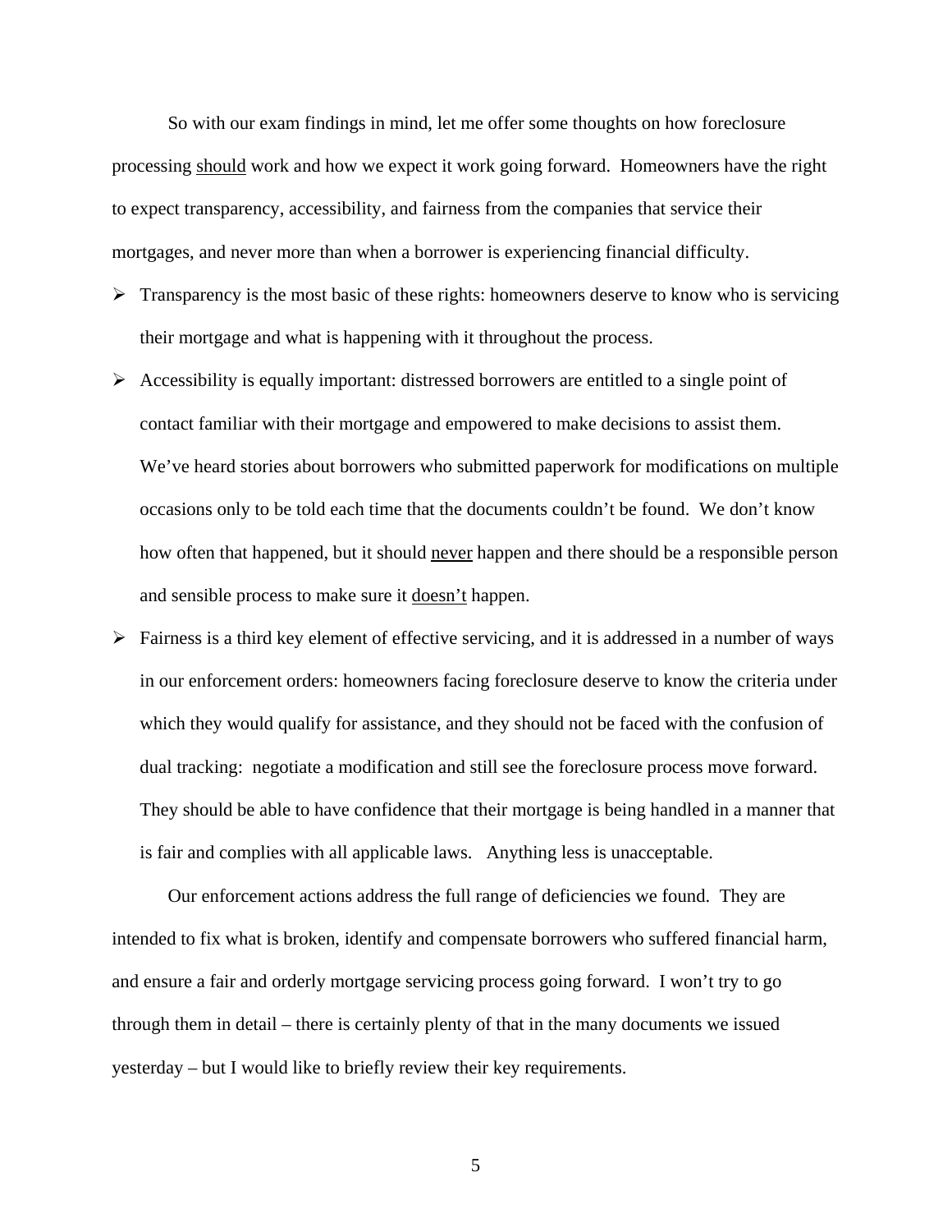So with our exam findings in mind, let me offer some thoughts on how foreclosure processing <u>should</u> work and how we expect it work going forward. Homeowners have the right to expect transparency, accessibility, and fairness from the companies that service their mortgages, and never more than when a borrower is experiencing financial difficulty.

- Transparency is the most basic of these rights: homeowners deserve to know who is servicing their mortgage and what is happening with it throughout the process.
- Accessibility is equally important: distressed borrowers are entitled to a single point of contact familiar with their mortgage and empowered to make decisions to assist them. We've heard stories about borrowers who submitted paperwork for modifications on multiple occasions only to be told each time that the documents couldn't be found. We don't know how often that happened, but it should <u>never</u> happen and there should be a responsible person and sensible process to make sure it <u>doesn't</u> happen.
- Fairness is a third key element of effective servicing, and it is addressed in a number of ways in our enforcement orders: homeowners facing foreclosure deserve to know the criteria under which they would qualify for assistance, and they should not be faced with the confusion of dual tracking: negotiate a modification and still see the foreclosure process move forward. They should be able to have confidence that their mortgage is being handled in a manner that is fair and complies with all applicable laws. Anything less is unacceptable.

Our enforcement actions address the full range of deficiencies we found. They are intended to fix what is broken, identify and compensate borrowers who suffered financial harm, and ensure a fair and orderly mortgage servicing process going forward. I won't try to go through them in detail – there is certainly plenty of that in the many documents we issued yesterday – but I would like to briefly review their key requirements.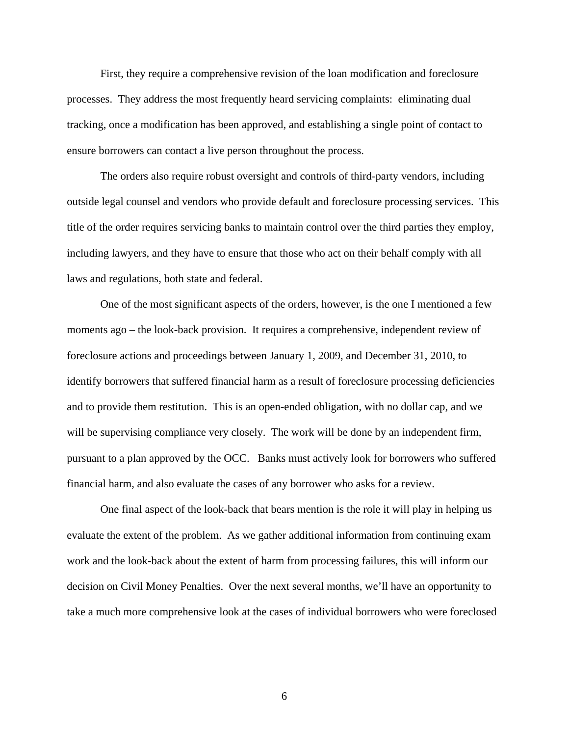First, they require a comprehensive revision of the loan modification and foreclosure processes. They address the most frequently heard servicing complaints: eliminating dual tracking, once a modification has been approved, and establishing a single point of contact to ensure borrowers can contact a live person throughout the process.

The orders also require robust oversight and controls of third-party vendors, including outside legal counsel and vendors who provide default and foreclosure processing services. This title of the order requires servicing banks to maintain control over the third parties they employ, including lawyers, and they have to ensure that those who act on their behalf comply with all laws and regulations, both state and federal.

One of the most significant aspects of the orders, however, is the one I mentioned a few moments ago – the look-back provision. It requires a comprehensive, independent review of foreclosure actions and proceedings between January 1, 2009, and December 31, 2010, to identify borrowers that suffered financial harm as a result of foreclosure processing deficiencies and to provide them restitution. This is an open-ended obligation, with no dollar cap, and we will be supervising compliance very closely. The work will be done by an independent firm, pursuant to a plan approved by the OCC. Banks must actively look for borrowers who suffered financial harm, and also evaluate the cases of any borrower who asks for a review.

One final aspect of the look-back that bears mention is the role it will play in helping us evaluate the extent of the problem. As we gather additional information from continuing exam work and the look-back about the extent of harm from processing failures, this will inform our decision on Civil Money Penalties. Over the next several months, we'll have an opportunity to take a much more comprehensive look at the cases of individual borrowers who were foreclosed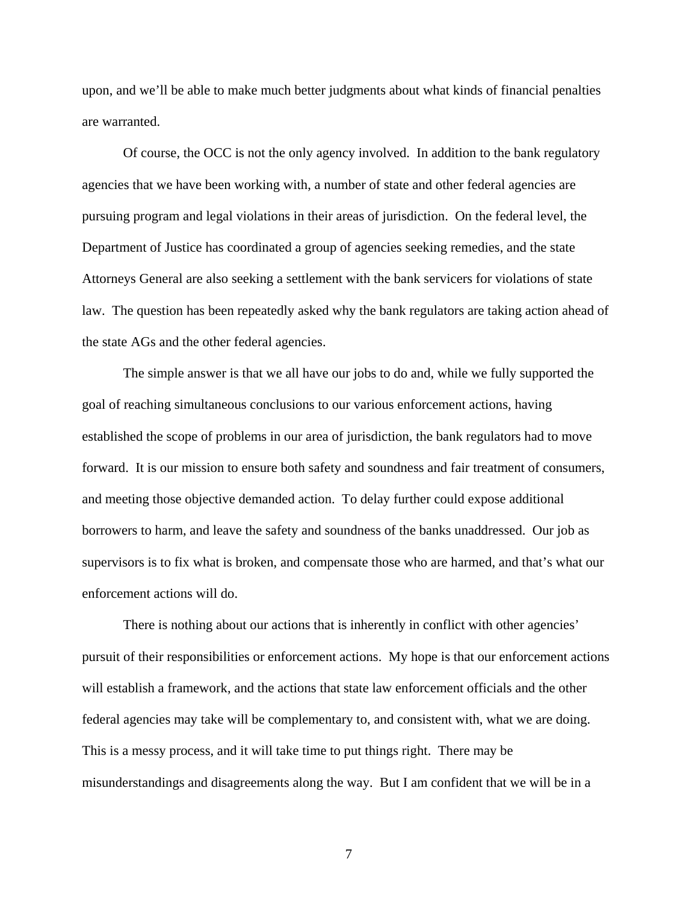upon, and we'll be able to make much better judgments about what kinds of financial penalties are warranted.

Of course, the OCC is not the only agency involved. In addition to the bank regulatory agencies that we have been working with, a number of state and other federal agencies are pursuing program and legal violations in their areas of jurisdiction. On the federal level, the Department of Justice has coordinated a group of agencies seeking remedies, and the state Attorneys General are also seeking a settlement with the bank servicers for violations of state law. The question has been repeatedly asked why the bank regulators are taking action ahead of the state AGs and the other federal agencies.

The simple answer is that we all have our jobs to do and, while we fully supported the goal of reaching simultaneous conclusions to our various enforcement actions, having established the scope of problems in our area of jurisdiction, the bank regulators had to move forward. It is our mission to ensure both safety and soundness and fair treatment of consumers, and meeting those objective demanded action. To delay further could expose additional borrowers to harm, and leave the safety and soundness of the banks unaddressed. Our job as supervisors is to fix what is broken, and compensate those who are harmed, and that's what our enforcement actions will do.

There is nothing about our actions that is inherently in conflict with other agencies' pursuit of their responsibilities or enforcement actions. My hope is that our enforcement actions will establish a framework, and the actions that state law enforcement officials and the other federal agencies may take will be complementary to, and consistent with, what we are doing. This is a messy process, and it will take time to put things right. There may be misunderstandings and disagreements along the way. But I am confident that we will be in a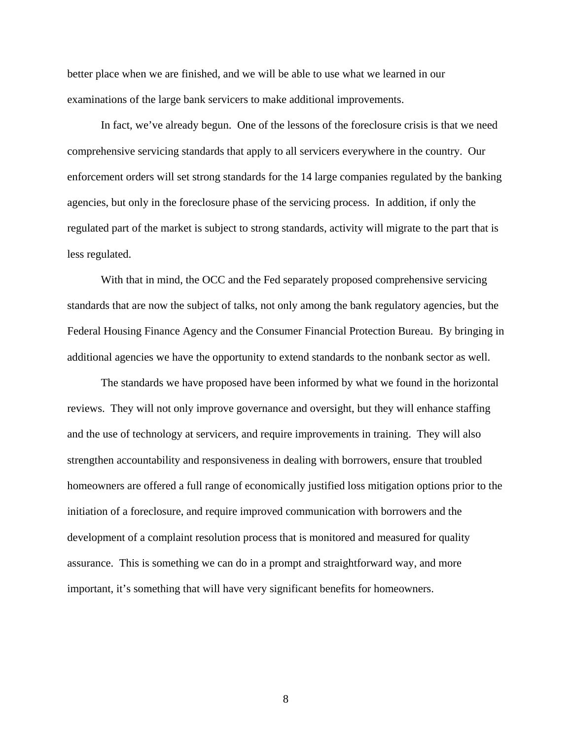better place when we are finished, and we will be able to use what we learned in our examinations of the large bank servicers to make additional improvements.

In fact, we've already begun. One of the lessons of the foreclosure crisis is that we need comprehensive servicing standards that apply to all servicers everywhere in the country. Our enforcement orders will set strong standards for the 14 large companies regulated by the banking agencies, but only in the foreclosure phase of the servicing process. In addition, if only the regulated part of the market is subject to strong standards, activity will migrate to the part that is less regulated.

With that in mind, the OCC and the Fed separately proposed comprehensive servicing standards that are now the subject of talks, not only among the bank regulatory agencies, but the Federal Housing Finance Agency and the Consumer Financial Protection Bureau. By bringing in additional agencies we have the opportunity to extend standards to the nonbank sector as well.

The standards we have proposed have been informed by what we found in the horizontal reviews. They will not only improve governance and oversight, but they will enhance staffing and the use of technology at servicers, and require improvements in training. They will also strengthen accountability and responsiveness in dealing with borrowers, ensure that troubled homeowners are offered a full range of economically justified loss mitigation options prior to the initiation of a foreclosure, and require improved communication with borrowers and the development of a complaint resolution process that is monitored and measured for quality assurance. This is something we can do in a prompt and straightforward way, and more important, it's something that will have very significant benefits for homeowners.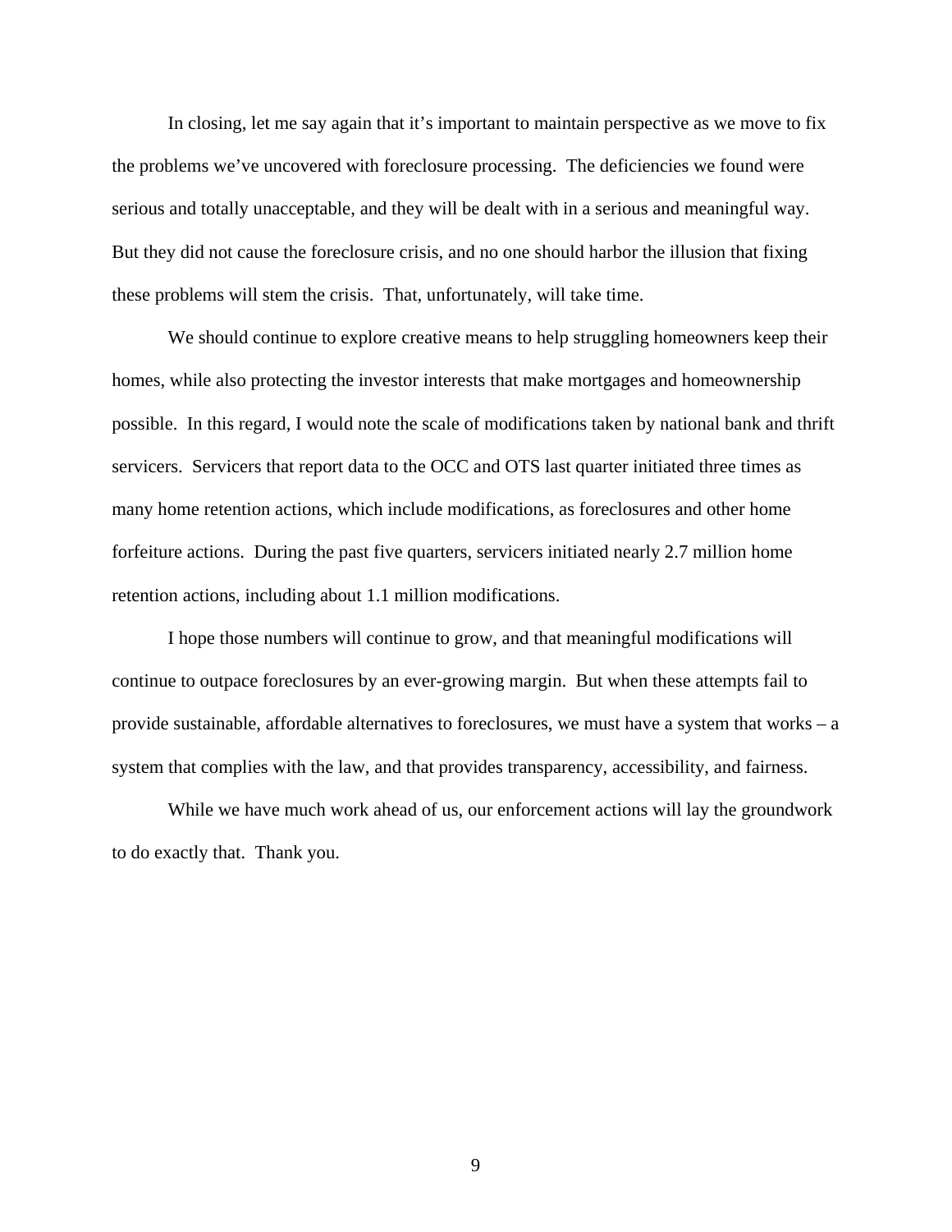In closing, let me say again that it's important to maintain perspective as we move to fix the problems we've uncovered with foreclosure processing. The deficiencies we found were serious and totally unacceptable, and they will be dealt with in a serious and meaningful way. But they did not cause the foreclosure crisis, and no one should harbor the illusion that fixing these problems will stem the crisis. That, unfortunately, will take time.

We should continue to explore creative means to help struggling homeowners keep their homes, while also protecting the investor interests that make mortgages and homeownership possible. In this regard, I would note the scale of modifications taken by national bank and thrift servicers. Servicers that report data to the OCC and OTS last quarter initiated three times as many home retention actions, which include modifications, as foreclosures and other home forfeiture actions. During the past five quarters, servicers initiated nearly 2.7 million home retention actions, including about 1.1 million modifications.

I hope those numbers will continue to grow, and that meaningful modifications will continue to outpace foreclosures by an ever-growing margin. But when these attempts fail to provide sustainable, affordable alternatives to foreclosures, we must have a system that works – a system that complies with the law, and that provides transparency, accessibility, and fairness.

While we have much work ahead of us, our enforcement actions will lay the groundwork to do exactly that. Thank you.